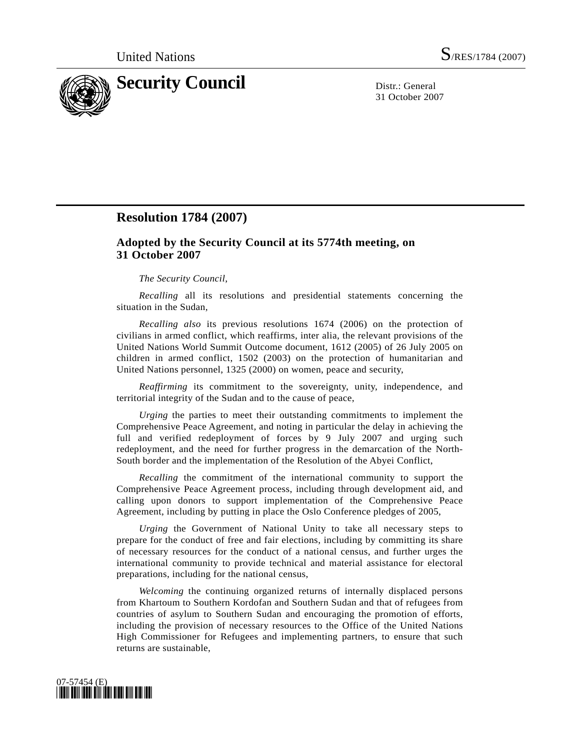United Nations S/RES/1784 (2007)

# Security Council

Distr.: General
31 October 2007

## Resolution 1784 (2007)

### Adopted by the Security Council at its 5774th meeting, on 31 October 2007

*The Security Council*,

*Recalling* all its resolutions and presidential statements concerning the situation in the Sudan,

*Recalling also* its previous resolutions 1674 (2006) on the protection of civilians in armed conflict, which reaffirms, inter alia, the relevant provisions of the United Nations World Summit Outcome document, 1612 (2005) of 26 July 2005 on children in armed conflict, 1502 (2003) on the protection of humanitarian and United Nations personnel, 1325 (2000) on women, peace and security,

*Reaffirming* its commitment to the sovereignty, unity, independence, and territorial integrity of the Sudan and to the cause of peace,

*Urging* the parties to meet their outstanding commitments to implement the Comprehensive Peace Agreement, and noting in particular the delay in achieving the full and verified redeployment of forces by 9 July 2007 and urging such redeployment, and the need for further progress in the demarcation of the North-South border and the implementation of the Resolution of the Abyei Conflict,

*Recalling* the commitment of the international community to support the Comprehensive Peace Agreement process, including through development aid, and calling upon donors to support implementation of the Comprehensive Peace Agreement, including by putting in place the Oslo Conference pledges of 2005,

*Urging* the Government of National Unity to take all necessary steps to prepare for the conduct of free and fair elections, including by committing its share of necessary resources for the conduct of a national census, and further urges the international community to provide technical and material assistance for electoral preparations, including for the national census,

*Welcoming* the continuing organized returns of internally displaced persons from Khartoum to Southern Kordofan and Southern Sudan and that of refugees from countries of asylum to Southern Sudan and encouraging the promotion of efforts, including the provision of necessary resources to the Office of the United Nations High Commissioner for Refugees and implementing partners, to ensure that such returns are sustainable,

07-57454 (E)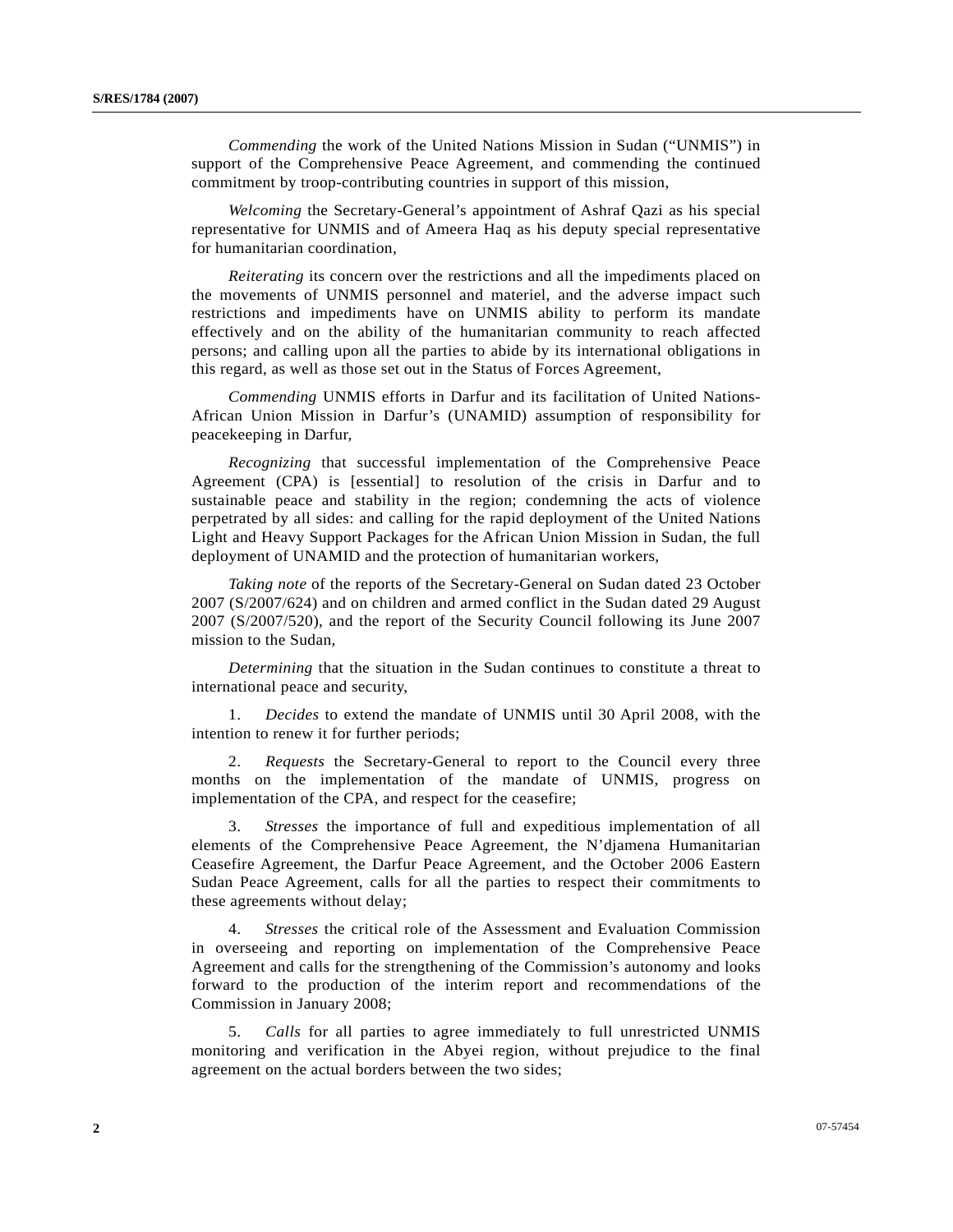*Commending* the work of the United Nations Mission in Sudan ("UNMIS") in support of the Comprehensive Peace Agreement, and commending the continued commitment by troop-contributing countries in support of this mission,

*Welcoming* the Secretary-General's appointment of Ashraf Qazi as his special representative for UNMIS and of Ameera Haq as his deputy special representative for humanitarian coordination,

*Reiterating* its concern over the restrictions and all the impediments placed on the movements of UNMIS personnel and materiel, and the adverse impact such restrictions and impediments have on UNMIS ability to perform its mandate effectively and on the ability of the humanitarian community to reach affected persons; and calling upon all the parties to abide by its international obligations in this regard, as well as those set out in the Status of Forces Agreement,

*Commending* UNMIS efforts in Darfur and its facilitation of United Nations-African Union Mission in Darfur's (UNAMID) assumption of responsibility for peacekeeping in Darfur,

*Recognizing* that successful implementation of the Comprehensive Peace Agreement (CPA) is [essential] to resolution of the crisis in Darfur and to sustainable peace and stability in the region; condemning the acts of violence perpetrated by all sides: and calling for the rapid deployment of the United Nations Light and Heavy Support Packages for the African Union Mission in Sudan, the full deployment of UNAMID and the protection of humanitarian workers,

*Taking note* of the reports of the Secretary-General on Sudan dated 23 October 2007 (S/2007/624) and on children and armed conflict in the Sudan dated 29 August 2007 (S/2007/520), and the report of the Security Council following its June 2007 mission to the Sudan,

*Determining* that the situation in the Sudan continues to constitute a threat to international peace and security,

1. *Decides* to extend the mandate of UNMIS until 30 April 2008, with the intention to renew it for further periods;

2. *Requests* the Secretary-General to report to the Council every three months on the implementation of the mandate of UNMIS, progress on implementation of the CPA, and respect for the ceasefire;

3. *Stresses* the importance of full and expeditious implementation of all elements of the Comprehensive Peace Agreement, the N'djamena Humanitarian Ceasefire Agreement, the Darfur Peace Agreement, and the October 2006 Eastern Sudan Peace Agreement, calls for all the parties to respect their commitments to these agreements without delay;

4. *Stresses* the critical role of the Assessment and Evaluation Commission in overseeing and reporting on implementation of the Comprehensive Peace Agreement and calls for the strengthening of the Commission's autonomy and looks forward to the production of the interim report and recommendations of the Commission in January 2008;

5. *Calls* for all parties to agree immediately to full unrestricted UNMIS monitoring and verification in the Abyei region, without prejudice to the final agreement on the actual borders between the two sides;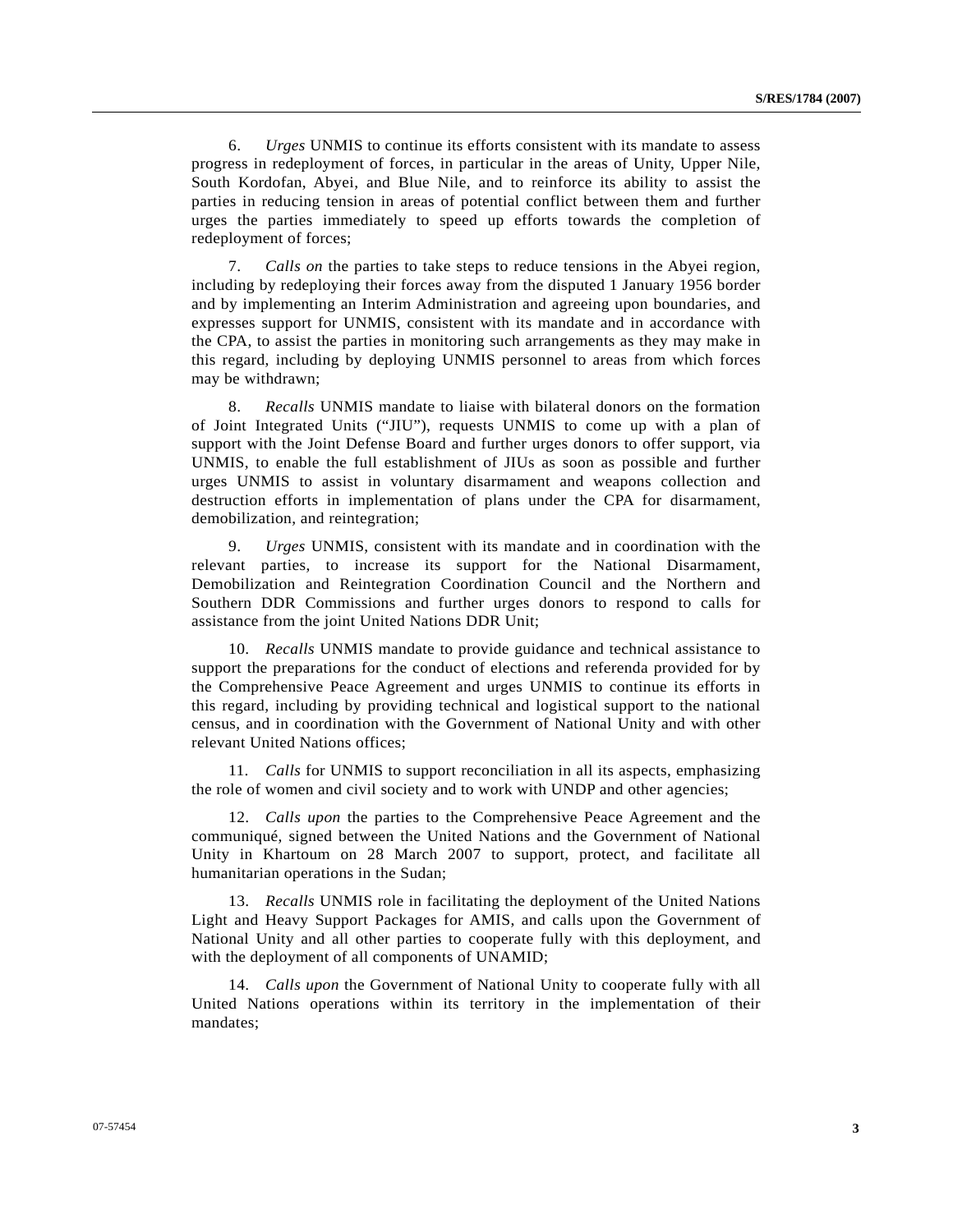6. *Urges* UNMIS to continue its efforts consistent with its mandate to assess progress in redeployment of forces, in particular in the areas of Unity, Upper Nile, South Kordofan, Abyei, and Blue Nile, and to reinforce its ability to assist the parties in reducing tension in areas of potential conflict between them and further urges the parties immediately to speed up efforts towards the completion of redeployment of forces;

7. *Calls on* the parties to take steps to reduce tensions in the Abyei region, including by redeploying their forces away from the disputed 1 January 1956 border and by implementing an Interim Administration and agreeing upon boundaries, and expresses support for UNMIS, consistent with its mandate and in accordance with the CPA, to assist the parties in monitoring such arrangements as they may make in this regard, including by deploying UNMIS personnel to areas from which forces may be withdrawn;

8. *Recalls* UNMIS mandate to liaise with bilateral donors on the formation of Joint Integrated Units ("JIU"), requests UNMIS to come up with a plan of support with the Joint Defense Board and further urges donors to offer support, via UNMIS, to enable the full establishment of JIUs as soon as possible and further urges UNMIS to assist in voluntary disarmament and weapons collection and destruction efforts in implementation of plans under the CPA for disarmament, demobilization, and reintegration;

9. *Urges* UNMIS, consistent with its mandate and in coordination with the relevant parties, to increase its support for the National Disarmament, Demobilization and Reintegration Coordination Council and the Northern and Southern DDR Commissions and further urges donors to respond to calls for assistance from the joint United Nations DDR Unit;

10. *Recalls* UNMIS mandate to provide guidance and technical assistance to support the preparations for the conduct of elections and referenda provided for by the Comprehensive Peace Agreement and urges UNMIS to continue its efforts in this regard, including by providing technical and logistical support to the national census, and in coordination with the Government of National Unity and with other relevant United Nations offices;

11. *Calls* for UNMIS to support reconciliation in all its aspects, emphasizing the role of women and civil society and to work with UNDP and other agencies;

12. *Calls upon* the parties to the Comprehensive Peace Agreement and the communiqué, signed between the United Nations and the Government of National Unity in Khartoum on 28 March 2007 to support, protect, and facilitate all humanitarian operations in the Sudan;

13. *Recalls* UNMIS role in facilitating the deployment of the United Nations Light and Heavy Support Packages for AMIS, and calls upon the Government of National Unity and all other parties to cooperate fully with this deployment, and with the deployment of all components of UNAMID;

14. *Calls upon* the Government of National Unity to cooperate fully with all United Nations operations within its territory in the implementation of their mandates;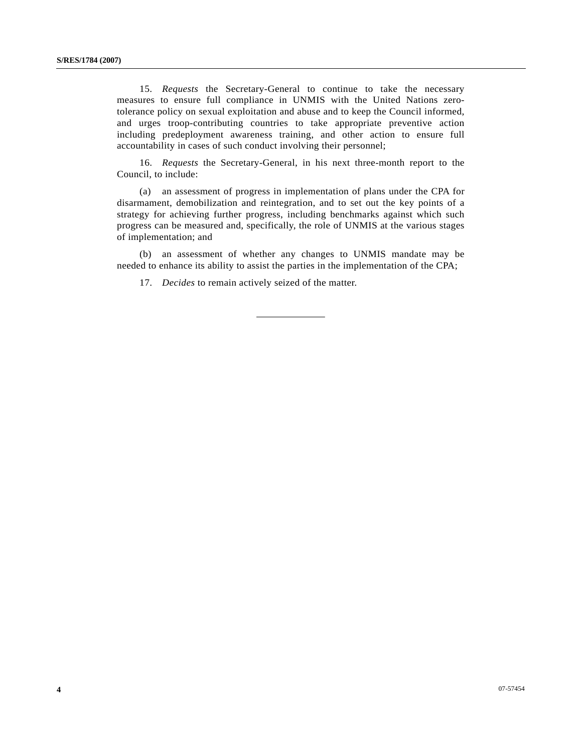15. *Requests* the Secretary-General to continue to take the necessary measures to ensure full compliance in UNMIS with the United Nations zero-tolerance policy on sexual exploitation and abuse and to keep the Council informed, and urges troop-contributing countries to take appropriate preventive action including predeployment awareness training, and other action to ensure full accountability in cases of such conduct involving their personnel;

16. *Requests* the Secretary-General, in his next three-month report to the Council, to include:

(a) an assessment of progress in implementation of plans under the CPA for disarmament, demobilization and reintegration, and to set out the key points of a strategy for achieving further progress, including benchmarks against which such progress can be measured and, specifically, the role of UNMIS at the various stages of implementation; and

(b) an assessment of whether any changes to UNMIS mandate may be needed to enhance its ability to assist the parties in the implementation of the CPA;

17. *Decides* to remain actively seized of the matter.